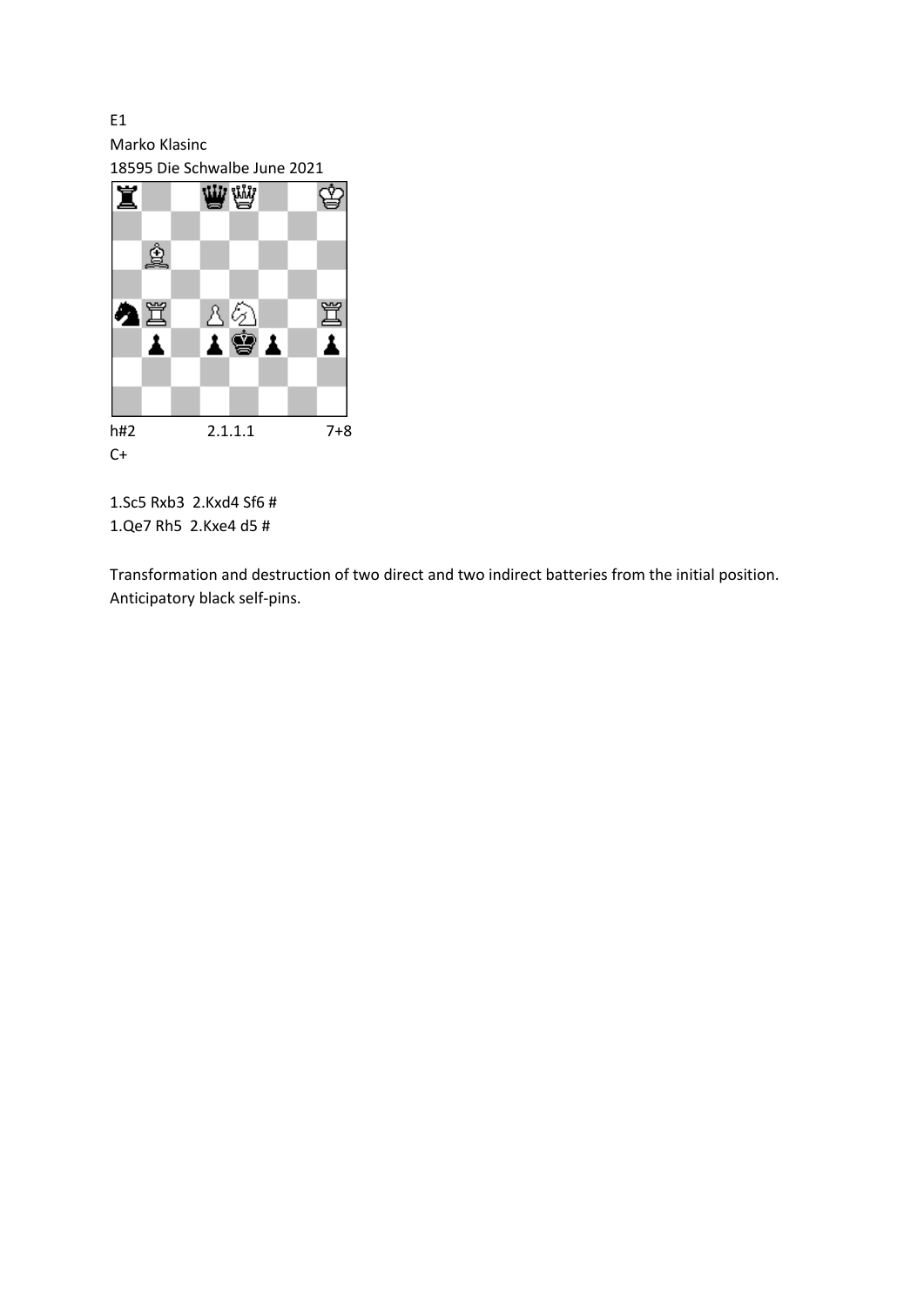E1

Marko Klasinc

18595 Die Schwalbe June 2021

h#2 2.1.1.1 7+8

C+

1.Sc5 Rxb3 2.Kxd4 Sf6 #

1.Qe7 Rh5 2.Kxe4 d5 #

Transformation and destruction of two direct and two indirect batteries from the initial position. Anticipatory black self-pins.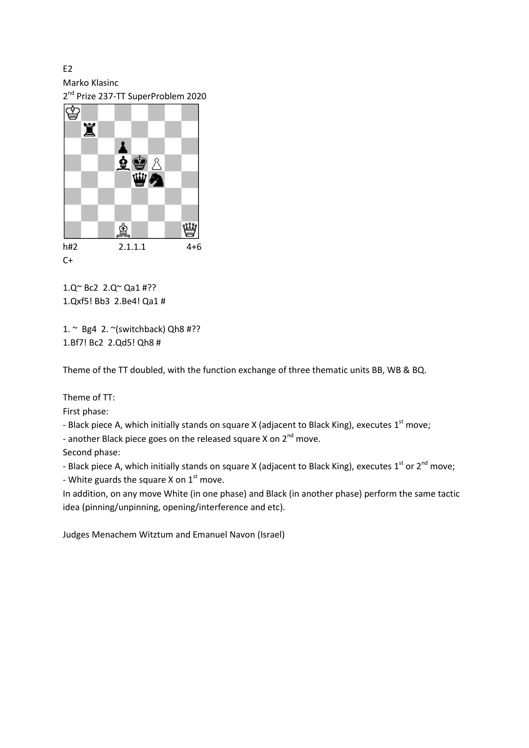E2

Marko Klasinc

2nd Prize 237-TT SuperProblem 2020

h#2 2.1.1.1 4+6

C+

1.Q~ Bc2 2.Q~ Qa1 #??

1.Qxf5! Bb3 2.Be4! Qa1 #

1. ~ Bg4 2. ~(switchback) Qh8 #??

1.Bf7! Bc2 2.Qd5! Qh8 #

Theme of the TT doubled, with the function exchange of three thematic units BB, WB & BQ.

Theme of TT:

First phase:

- Black piece A, which initially stands on square X (adjacent to Black King), executes 1st move;
- another Black piece goes on the released square X on 2nd move.

Second phase:

- Black piece A, which initially stands on square X (adjacent to Black King), executes 1st or 2nd move;
- White guards the square X on 1st move.

In addition, on any move White (in one phase) and Black (in another phase) perform the same tactic idea (pinning/unpinning, opening/interference and etc).

Judges Menachem Witztum and Emanuel Navon (Israel)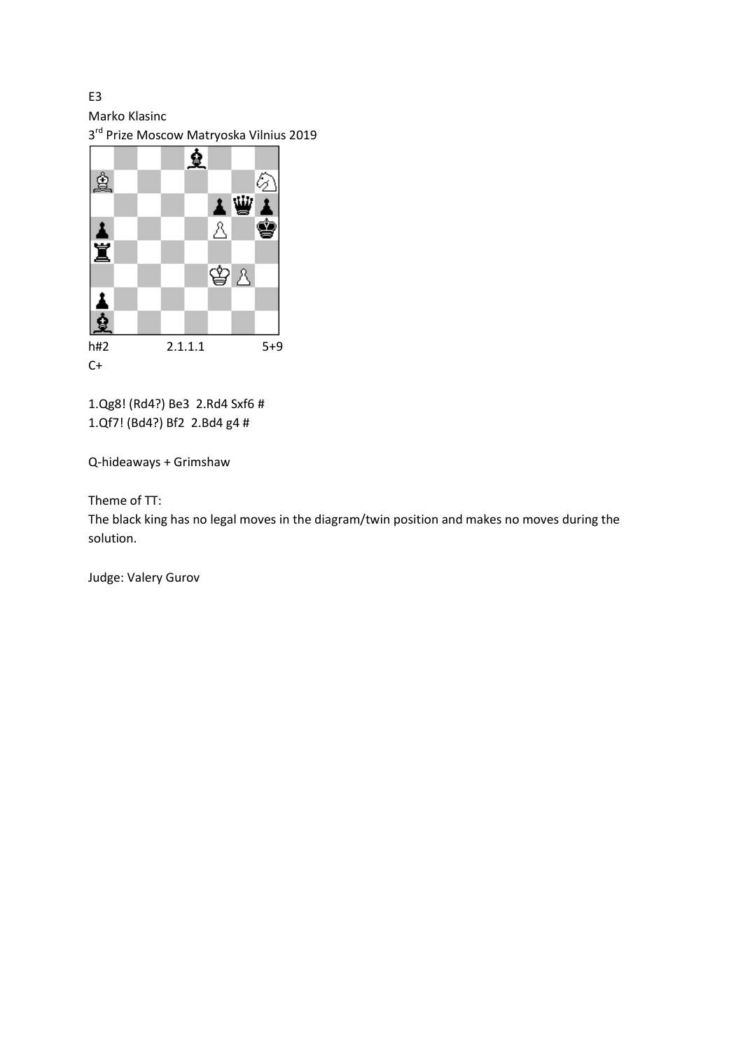E3

Marko Klasinc

3rd Prize Moscow Matryoska Vilnius 2019

h#2 2.1.1.1 5+9

C+

1.Qg8! (Rd4?) Be3 2.Rd4 Sxf6 #

1.Qf7! (Bd4?) Bf2 2.Bd4 g4 #

Q-hideaways + Grimshaw

Theme of TT:

The black king has no legal moves in the diagram/twin position and makes no moves during the solution.

Judge: Valery Gurov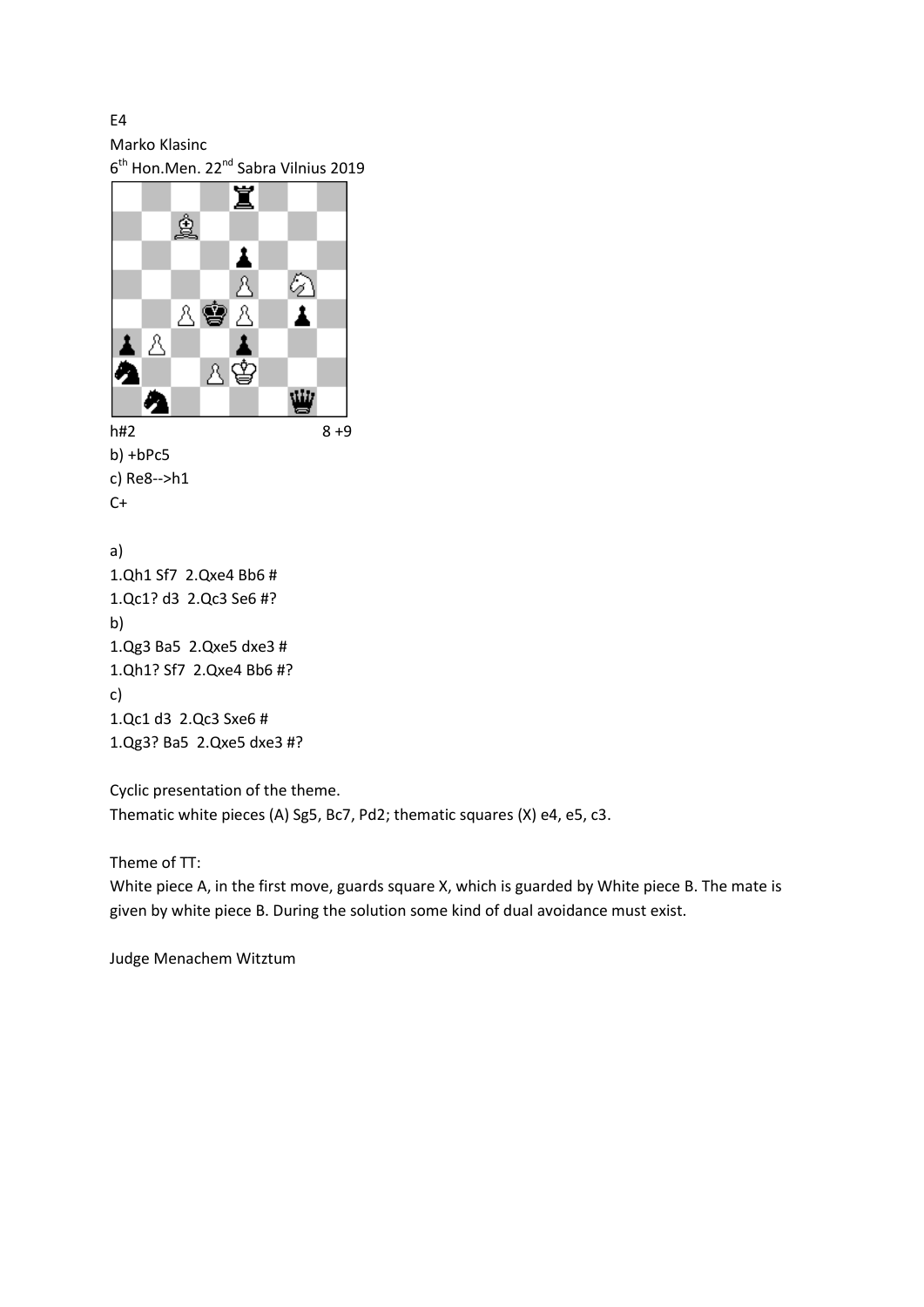E4

Marko Klasinc

6th Hon.Men. 22nd Sabra Vilnius 2019

h#2 8 +9

b) +bPc5

c) Re8-->h1

C+

a)

1.Qh1 Sf7 2.Qxe4 Bb6 #

1.Qc1? d3 2.Qc3 Se6 #?

b)

1.Qg3 Ba5 2.Qxe5 dxe3 #

1.Qh1? Sf7 2.Qxe4 Bb6 #?

c)

1.Qc1 d3 2.Qc3 Sxe6 #

1.Qg3? Ba5 2.Qxe5 dxe3 #?

Cyclic presentation of the theme.

Thematic white pieces (A) Sg5, Bc7, Pd2; thematic squares (X) e4, e5, c3.

Theme of TT:

White piece A, in the first move, guards square X, which is guarded by White piece B. The mate is given by white piece B. During the solution some kind of dual avoidance must exist.

Judge Menachem Witztum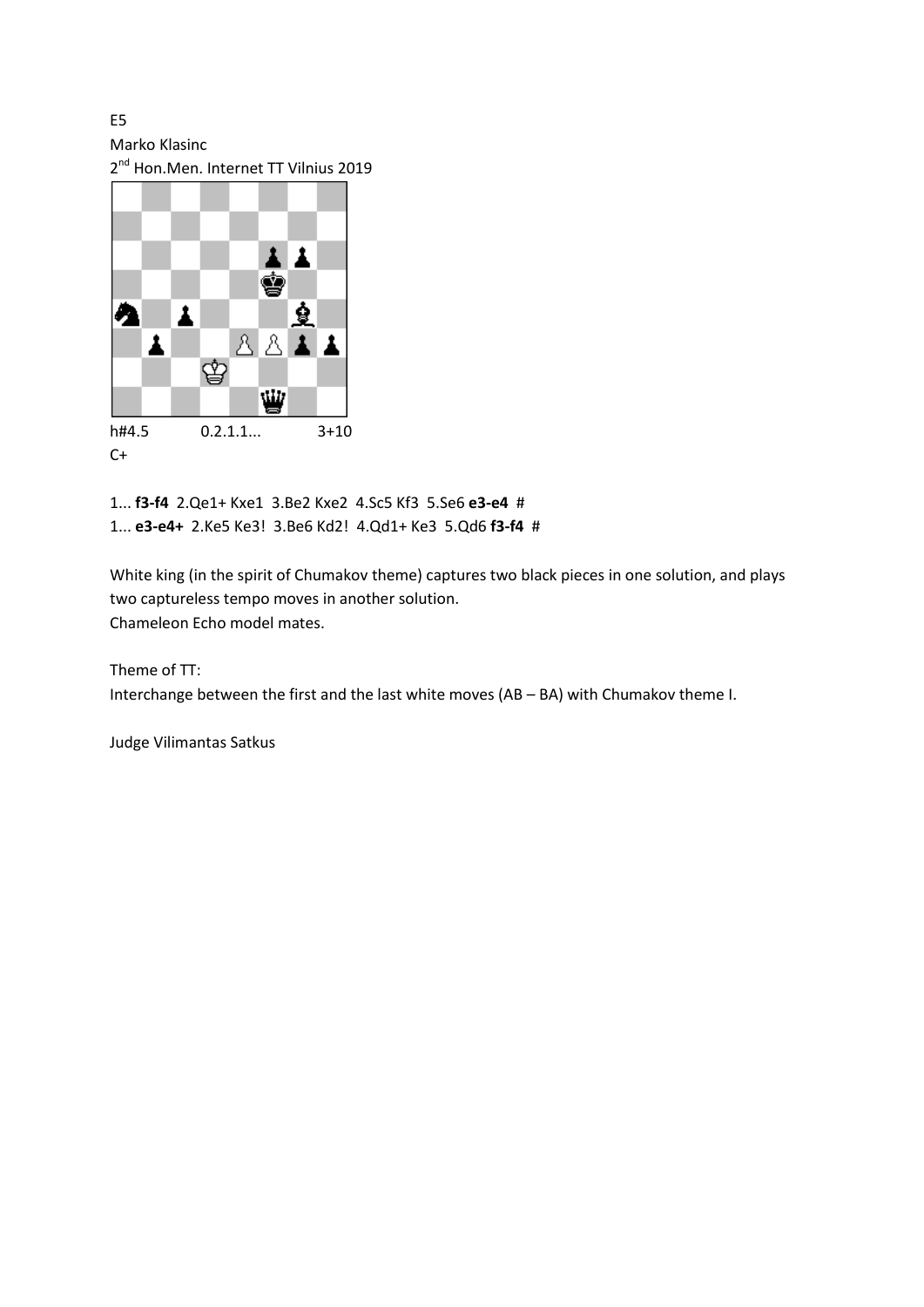E5

Marko Klasinc

2[nd] Hon.Men. Internet TT Vilnius 2019

h#4.5 0.2.1.1... 3+10

C+

1... **f3-f4** 2.Qe1+ Kxe1 3.Be2 Kxe2 4.Sc5 Kf3 5.Se6 **e3-e4** #

1... **e3-e4+** 2.Ke5 Ke3! 3.Be6 Kd2! 4.Qd1+ Ke3 5.Qd6 **f3-f4** #

White king (in the spirit of Chumakov theme) captures two black pieces in one solution, and plays two captureless tempo moves in another solution.

Chameleon Echo model mates.

Theme of TT:

Interchange between the first and the last white moves (AB – BA) with Chumakov theme I.

Judge Vilimantas Satkus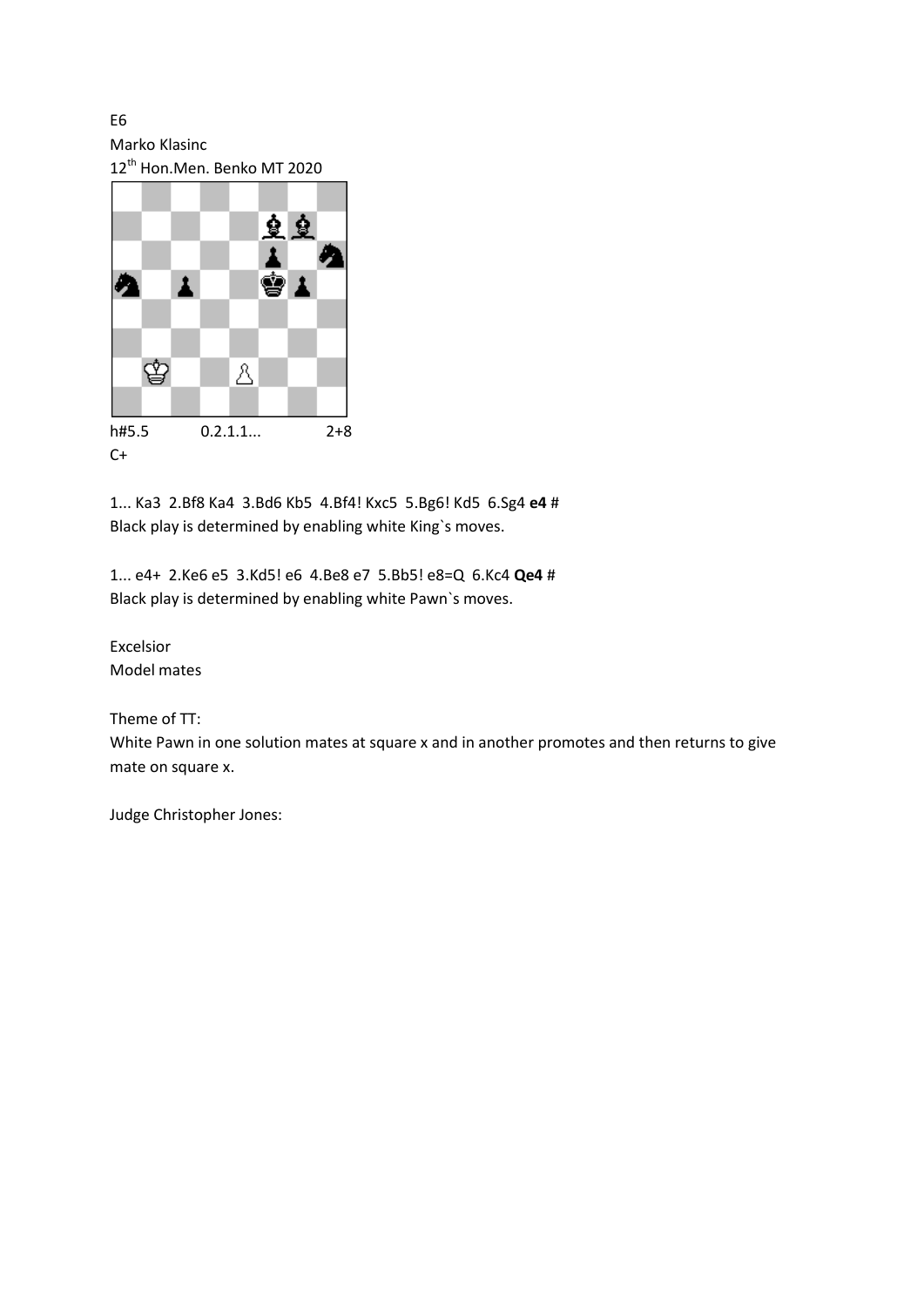E6

Marko Klasinc

12th Hon.Men. Benko MT 2020

h#5.5 0.2.1.1... 2+8

C+

1... Ka3 2.Bf8 Ka4 3.Bd6 Kb5 4.Bf4! Kxc5 5.Bg6! Kd5 6.Sg4 **e4** #

Black play is determined by enabling white King`s moves.

1... e4+ 2.Ke6 e5 3.Kd5! e6 4.Be8 e7 5.Bb5! e8=Q 6.Kc4 **Qe4** #

Black play is determined by enabling white Pawn`s moves.

Excelsior

Model mates

Theme of TT:

White Pawn in one solution mates at square x and in another promotes and then returns to give mate on square x.

Judge Christopher Jones: